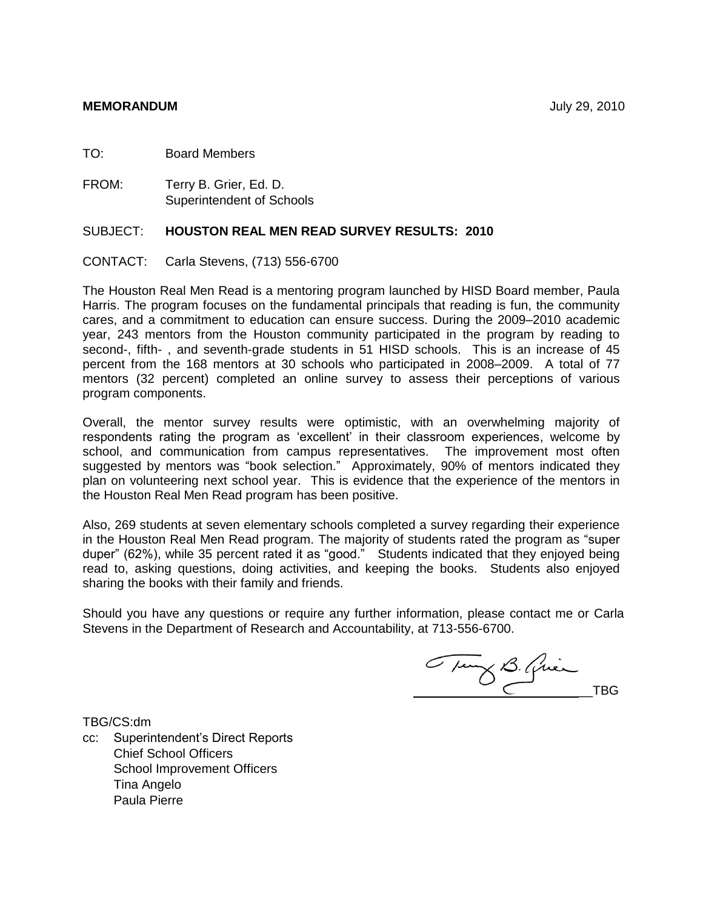**MEMORANDUM** July 29, 2010

TO: Board Members

FROM: Terry B. Grier, Ed. D.
Superintendent of Schools

SUBJECT: **HOUSTON REAL MEN READ SURVEY RESULTS: 2010**

CONTACT: Carla Stevens, (713) 556-6700

The Houston Real Men Read is a mentoring program launched by HISD Board member, Paula Harris. The program focuses on the fundamental principals that reading is fun, the community cares, and a commitment to education can ensure success. During the 2009–2010 academic year, 243 mentors from the Houston community participated in the program by reading to second-, fifth- , and seventh-grade students in 51 HISD schools. This is an increase of 45 percent from the 168 mentors at 30 schools who participated in 2008–2009. A total of 77 mentors (32 percent) completed an online survey to assess their perceptions of various program components.

Overall, the mentor survey results were optimistic, with an overwhelming majority of respondents rating the program as 'excellent' in their classroom experiences, welcome by school, and communication from campus representatives. The improvement most often suggested by mentors was "book selection." Approximately, 90% of mentors indicated they plan on volunteering next school year. This is evidence that the experience of the mentors in the Houston Real Men Read program has been positive.

Also, 269 students at seven elementary schools completed a survey regarding their experience in the Houston Real Men Read program. The majority of students rated the program as "super duper" (62%), while 35 percent rated it as "good." Students indicated that they enjoyed being read to, asking questions, doing activities, and keeping the books. Students also enjoyed sharing the books with their family and friends.

Should you have any questions or require any further information, please contact me or Carla Stevens in the Department of Research and Accountability, at 713-556-6700.

TBG

TBG/CS:dm

cc: Superintendent's Direct Reports
Chief School Officers
School Improvement Officers
Tina Angelo
Paula Pierre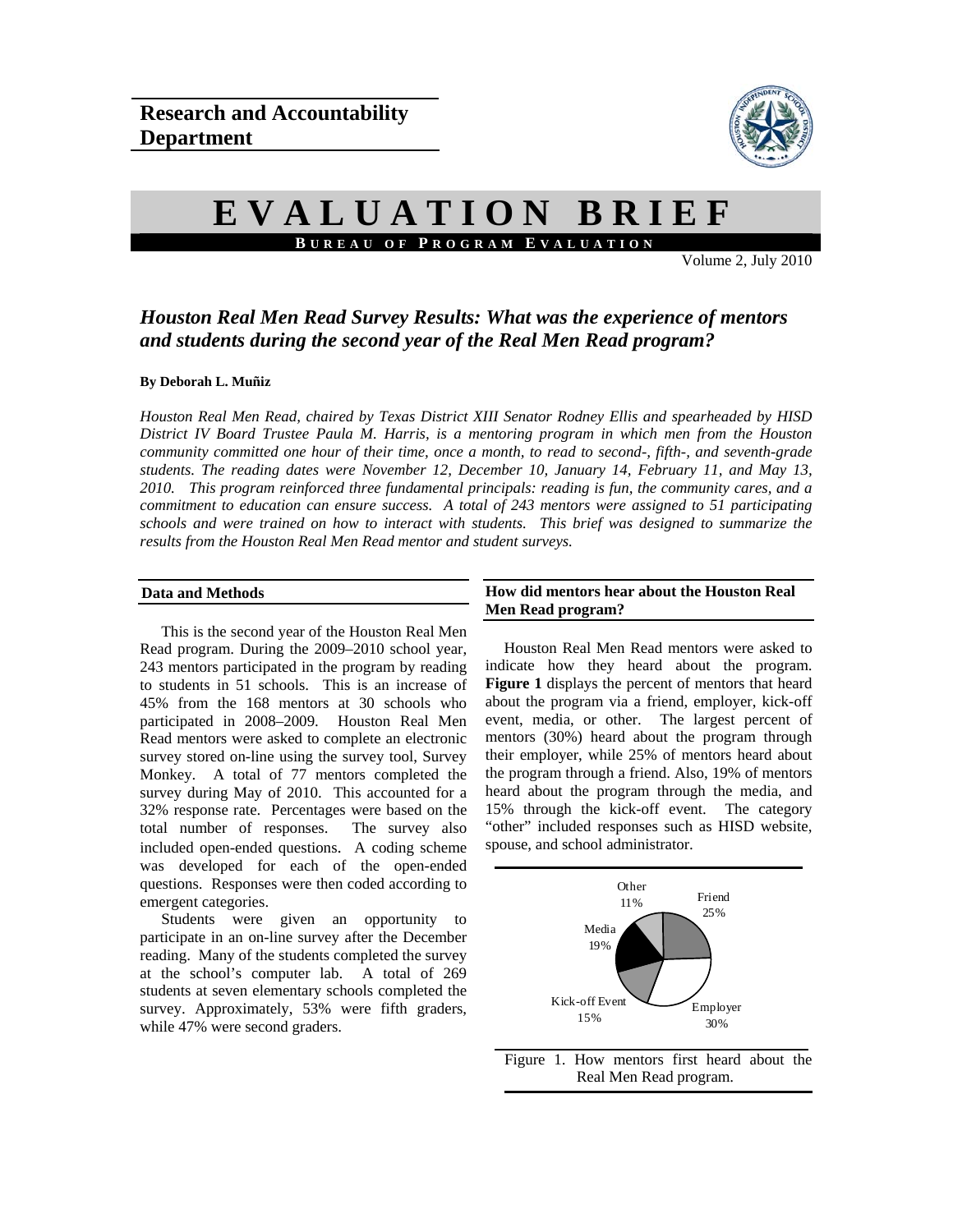# Research and Accountability Department

# EVALUATION BRIEF

**BUREAU OF PROGRAM EVALUATION**

Volume 2, July 2010

## *Houston Real Men Read Survey Results: What was the experience of mentors and students during the second year of the Real Men Read program?*

**By Deborah L. Muñiz**

*Houston Real Men Read, chaired by Texas District XIII Senator Rodney Ellis and spearheaded by HISD District IV Board Trustee Paula M. Harris, is a mentoring program in which men from the Houston community committed one hour of their time, once a month, to read to second-, fifth-, and seventh-grade students. The reading dates were November 12, December 10, January 14, February 11, and May 13, 2010. This program reinforced three fundamental principals: reading is fun, the community cares, and a commitment to education can ensure success. A total of 243 mentors were assigned to 51 participating schools and were trained on how to interact with students. This brief was designed to summarize the results from the Houston Real Men Read mentor and student surveys.*

### Data and Methods

This is the second year of the Houston Real Men Read program. During the 2009–2010 school year, 243 mentors participated in the program by reading to students in 51 schools. This is an increase of 45% from the 168 mentors at 30 schools who participated in 2008–2009. Houston Real Men Read mentors were asked to complete an electronic survey stored on-line using the survey tool, Survey Monkey. A total of 77 mentors completed the survey during May of 2010. This accounted for a 32% response rate. Percentages were based on the total number of responses. The survey also included open-ended questions. A coding scheme was developed for each of the open-ended questions. Responses were then coded according to emergent categories.

Students were given an opportunity to participate in an on-line survey after the December reading. Many of the students completed the survey at the school's computer lab. A total of 269 students at seven elementary schools completed the survey. Approximately, 53% were fifth graders, while 47% were second graders.

### How did mentors hear about the Houston Real Men Read program?

Houston Real Men Read mentors were asked to indicate how they heard about the program. **Figure 1** displays the percent of mentors that heard about the program via a friend, employer, kick-off event, media, or other. The largest percent of mentors (30%) heard about the program through their employer, while 25% of mentors heard about the program through a friend. Also, 19% of mentors heard about the program through the media, and 15% through the kick-off event. The category "other" included responses such as HISD website, spouse, and school administrator.

| Source | Percent |
|---|---|
| Friend | 25% |
| Employer | 30% |
| Kick-off Event | 15% |
| Media | 19% |
| Other | 11% |

Figure 1. How mentors first heard about the Real Men Read program.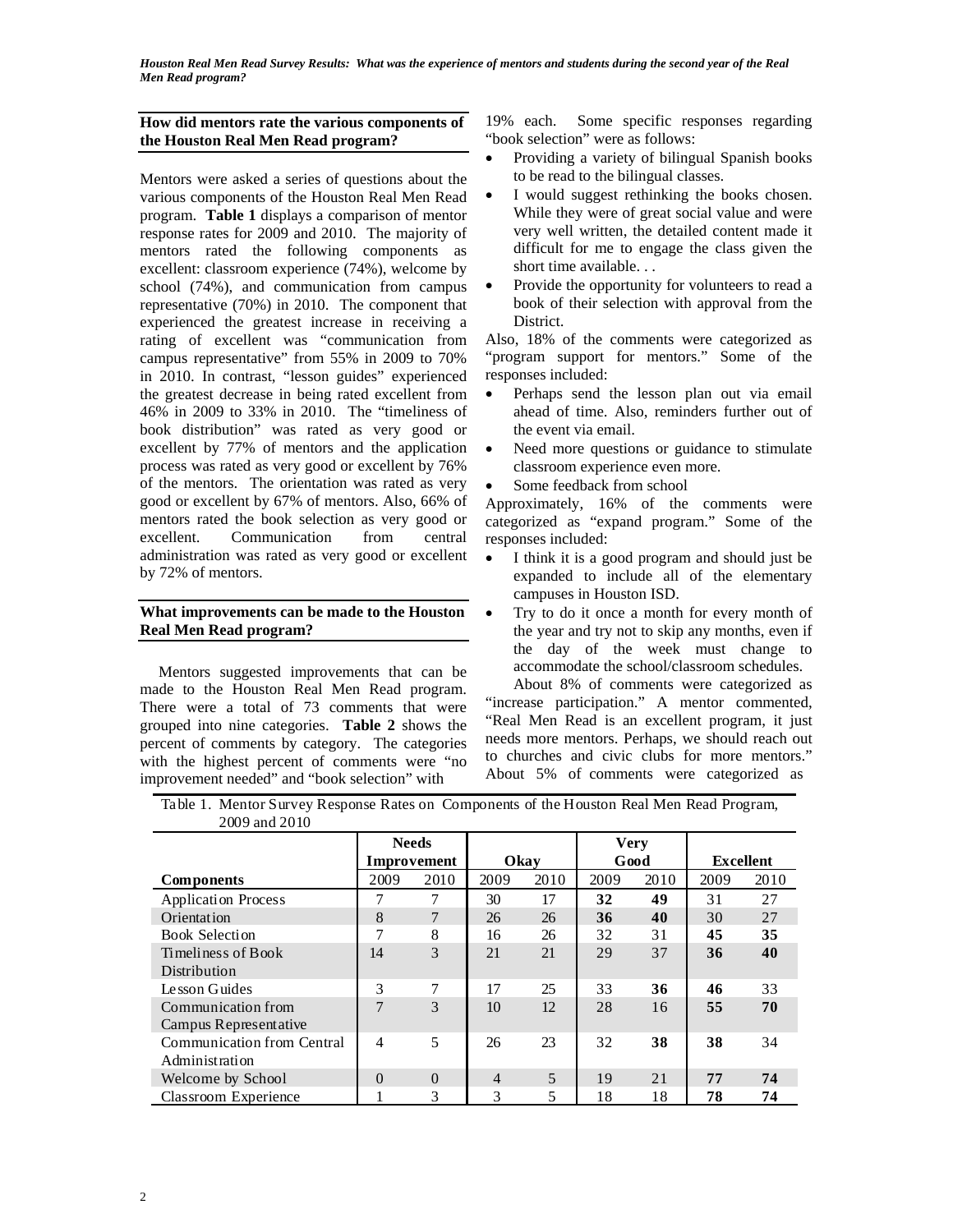## How did mentors rate the various components of the Houston Real Men Read program?

Mentors were asked a series of questions about the various components of the Houston Real Men Read program. **Table 1** displays a comparison of mentor response rates for 2009 and 2010. The majority of mentors rated the following components as excellent: classroom experience (74%), welcome by school (74%), and communication from campus representative (70%) in 2010. The component that experienced the greatest increase in receiving a rating of excellent was "communication from campus representative" from 55% in 2009 to 70% in 2010. In contrast, "lesson guides" experienced the greatest decrease in being rated excellent from 46% in 2009 to 33% in 2010. The "timeliness of book distribution" was rated as very good or excellent by 77% of mentors and the application process was rated as very good or excellent by 76% of the mentors. The orientation was rated as very good or excellent by 67% of mentors. Also, 66% of mentors rated the book selection as very good or excellent. Communication from central administration was rated as very good or excellent by 72% of mentors.

## What improvements can be made to the Houston Real Men Read program?

Mentors suggested improvements that can be made to the Houston Real Men Read program. There were a total of 73 comments that were grouped into nine categories. **Table 2** shows the percent of comments by category. The categories with the highest percent of comments were "no improvement needed" and "book selection" with 19% each. Some specific responses regarding "book selection" were as follows:

- Providing a variety of bilingual Spanish books to be read to the bilingual classes.
- I would suggest rethinking the books chosen. While they were of great social value and were very well written, the detailed content made it difficult for me to engage the class given the short time available. . .
- Provide the opportunity for volunteers to read a book of their selection with approval from the District.

Also, 18% of the comments were categorized as "program support for mentors." Some of the responses included:

- Perhaps send the lesson plan out via email ahead of time. Also, reminders further out of the event via email.
- Need more questions or guidance to stimulate classroom experience even more.
- Some feedback from school

Approximately, 16% of the comments were categorized as "expand program." Some of the responses included:

- I think it is a good program and should just be expanded to include all of the elementary campuses in Houston ISD.
- Try to do it once a month for every month of the year and try not to skip any months, even if the day of the week must change to accommodate the school/classroom schedules.

About 8% of comments were categorized as "increase participation." A mentor commented, "Real Men Read is an excellent program, it just needs more mentors. Perhaps, we should reach out to churches and civic clubs for more mentors." About 5% of comments were categorized as

Table 1. Mentor Survey Response Rates on Components of the Houston Real Men Read Program, 2009 and 2010

| | Needs Improvement | | Okay | | Very Good | | Excellent | |
|---|---|---|---|---|---|---|---|---|
| **Components** | 2009 | 2010 | 2009 | 2010 | 2009 | 2010 | 2009 | 2010 |
| Application Process | 7 | 7 | 30 | 17 | **32** | **49** | 31 | 27 |
| Orientation | 8 | 7 | 26 | 26 | **36** | **40** | 30 | 27 |
| Book Selection | 7 | 8 | 16 | 26 | 32 | 31 | **45** | **35** |
| Timeliness of Book Distribution | 14 | 3 | 21 | 21 | 29 | 37 | **36** | **40** |
| Lesson Guides | 3 | 7 | 17 | 25 | 33 | **36** | **46** | 33 |
| Communication from Campus Representative | 7 | 3 | 10 | 12 | 28 | 16 | **55** | **70** |
| Communication from Central Administration | 4 | 5 | 26 | 23 | 32 | **38** | **38** | 34 |
| Welcome by School | 0 | 0 | 4 | 5 | 19 | 21 | **77** | **74** |
| Classroom Experience | 1 | 3 | 3 | 5 | 18 | 18 | **78** | **74** |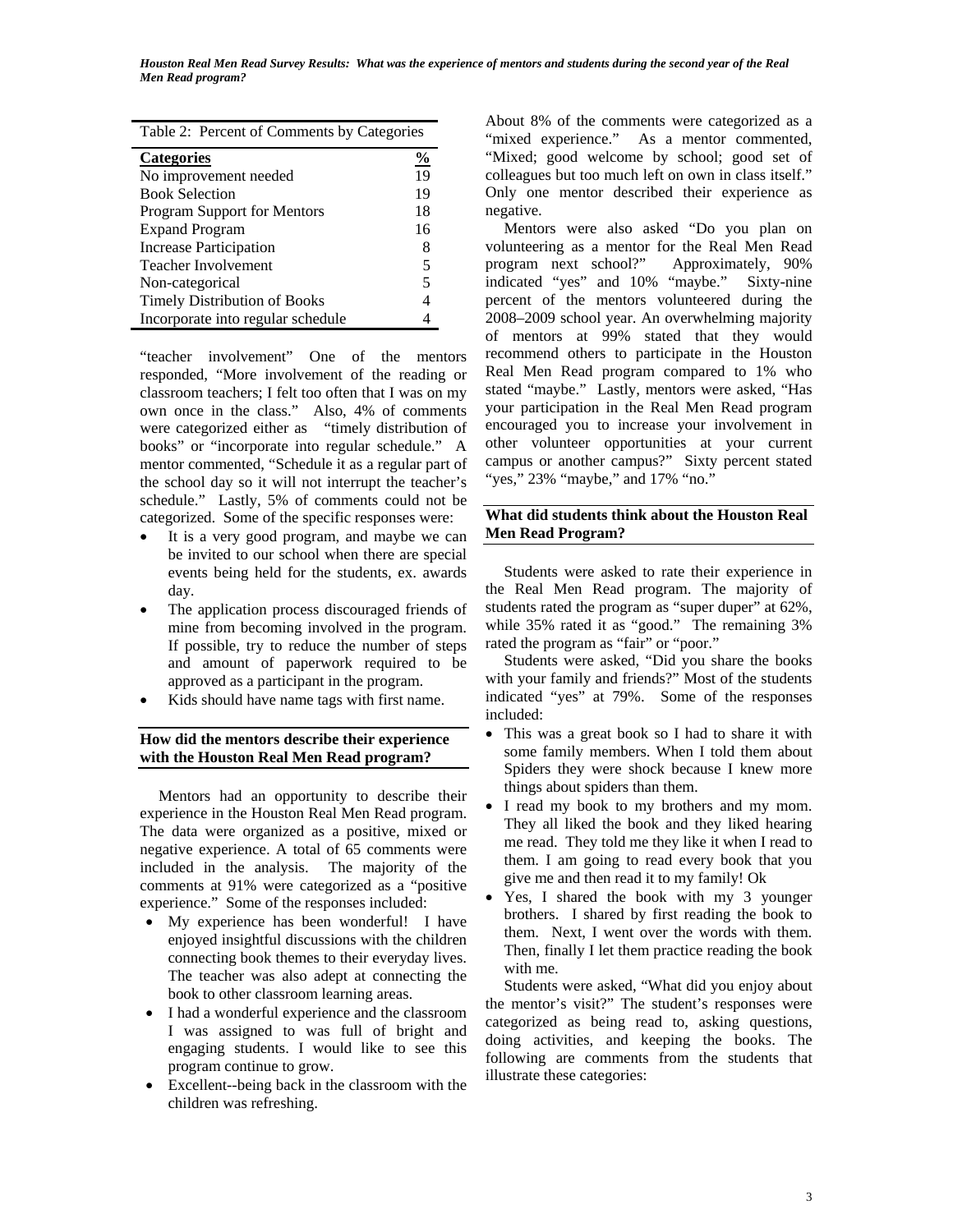Table 2: Percent of Comments by Categories

| Categories | % |
|---|---|
| No improvement needed | 19 |
| Book Selection | 19 |
| Program Support for Mentors | 18 |
| Expand Program | 16 |
| Increase Participation | 8 |
| Teacher Involvement | 5 |
| Non-categorical | 5 |
| Timely Distribution of Books | 4 |
| Incorporate into regular schedule | 4 |

"teacher involvement" One of the mentors responded, "More involvement of the reading or classroom teachers; I felt too often that I was on my own once in the class." Also, 4% of comments were categorized either as "timely distribution of books" or "incorporate into regular schedule." A mentor commented, "Schedule it as a regular part of the school day so it will not interrupt the teacher's schedule." Lastly, 5% of comments could not be categorized. Some of the specific responses were:

- It is a very good program, and maybe we can be invited to our school when there are special events being held for the students, ex. awards day.
- The application process discouraged friends of mine from becoming involved in the program. If possible, try to reduce the number of steps and amount of paperwork required to be approved as a participant in the program.
- Kids should have name tags with first name.

**How did the mentors describe their experience with the Houston Real Men Read program?**

Mentors had an opportunity to describe their experience in the Houston Real Men Read program. The data were organized as a positive, mixed or negative experience. A total of 65 comments were included in the analysis. The majority of the comments at 91% were categorized as a "positive experience." Some of the responses included:

- My experience has been wonderful! I have enjoyed insightful discussions with the children connecting book themes to their everyday lives. The teacher was also adept at connecting the book to other classroom learning areas.
- I had a wonderful experience and the classroom I was assigned to was full of bright and engaging students. I would like to see this program continue to grow.
- Excellent--being back in the classroom with the children was refreshing.

About 8% of the comments were categorized as a "mixed experience." As a mentor commented, "Mixed; good welcome by school; good set of colleagues but too much left on own in class itself." Only one mentor described their experience as negative.

Mentors were also asked "Do you plan on volunteering as a mentor for the Real Men Read program next school?" Approximately, 90% indicated "yes" and 10% "maybe." Sixty-nine percent of the mentors volunteered during the 2008–2009 school year. An overwhelming majority of mentors at 99% stated that they would recommend others to participate in the Houston Real Men Read program compared to 1% who stated "maybe." Lastly, mentors were asked, "Has your participation in the Real Men Read program encouraged you to increase your involvement in other volunteer opportunities at your current campus or another campus?" Sixty percent stated "yes," 23% "maybe," and 17% "no."

**What did students think about the Houston Real Men Read Program?**

Students were asked to rate their experience in the Real Men Read program. The majority of students rated the program as "super duper" at 62%, while 35% rated it as "good." The remaining 3% rated the program as "fair" or "poor."

Students were asked, "Did you share the books with your family and friends?" Most of the students indicated "yes" at 79%. Some of the responses included:

- This was a great book so I had to share it with some family members. When I told them about Spiders they were shock because I knew more things about spiders than them.
- I read my book to my brothers and my mom. They all liked the book and they liked hearing me read. They told me they like it when I read to them. I am going to read every book that you give me and then read it to my family! Ok
- Yes, I shared the book with my 3 younger brothers. I shared by first reading the book to them. Next, I went over the words with them. Then, finally I let them practice reading the book with me.

Students were asked, "What did you enjoy about the mentor's visit?" The student's responses were categorized as being read to, asking questions, doing activities, and keeping the books. The following are comments from the students that illustrate these categories: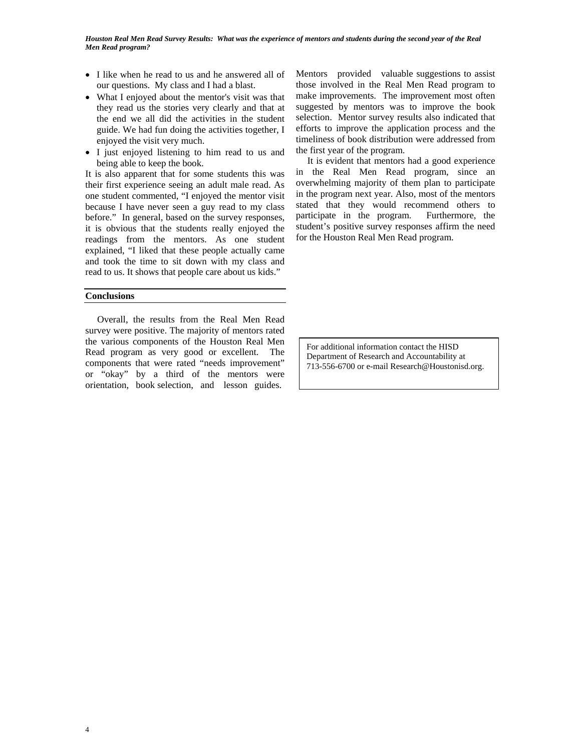- I like when he read to us and he answered all of our questions. My class and I had a blast.
- What I enjoyed about the mentor's visit was that they read us the stories very clearly and that at the end we all did the activities in the student guide. We had fun doing the activities together, I enjoyed the visit very much.
- I just enjoyed listening to him read to us and being able to keep the book.

It is also apparent that for some students this was their first experience seeing an adult male read. As one student commented, "I enjoyed the mentor visit because I have never seen a guy read to my class before." In general, based on the survey responses, it is obvious that the students really enjoyed the readings from the mentors. As one student explained, "I liked that these people actually came and took the time to sit down with my class and read to us. It shows that people care about us kids."

## Conclusions

Overall, the results from the Real Men Read survey were positive. The majority of mentors rated the various components of the Houston Real Men Read program as very good or excellent. The components that were rated "needs improvement" or "okay" by a third of the mentors were orientation, book selection, and lesson guides. Mentors provided valuable suggestions to assist those involved in the Real Men Read program to make improvements. The improvement most often suggested by mentors was to improve the book selection. Mentor survey results also indicated that efforts to improve the application process and the timeliness of book distribution were addressed from the first year of the program.

It is evident that mentors had a good experience in the Real Men Read program, since an overwhelming majority of them plan to participate in the program next year. Also, most of the mentors stated that they would recommend others to participate in the program. Furthermore, the student's positive survey responses affirm the need for the Houston Real Men Read program.

For additional information contact the HISD Department of Research and Accountability at 713-556-6700 or e-mail Research@Houstonisd.org.